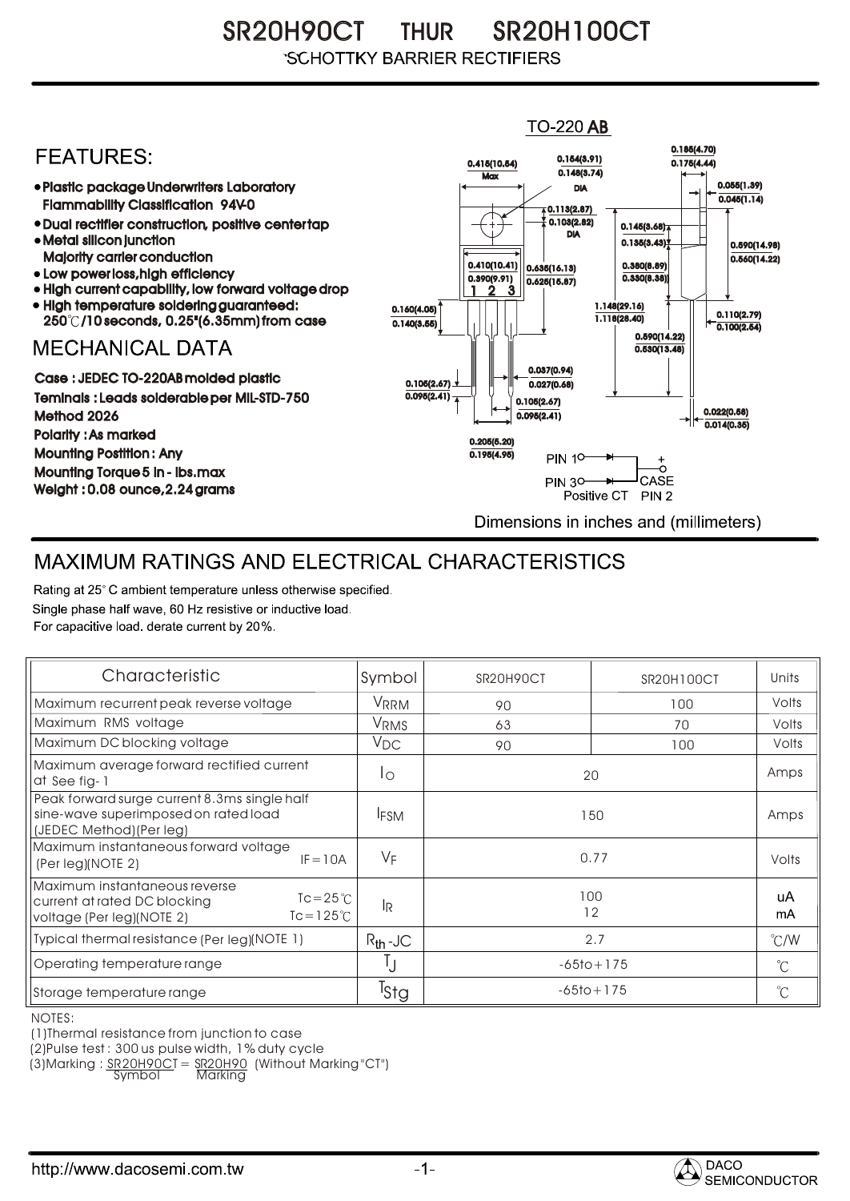# SR20H90CT THUR SR20H100CT

SCHOTTKY BARRIER RECTIFIERS

## FEATURES:

- Plastic package Underwriters Laboratory Flammability Classification 94V-0
- Dual rectifier construction, positive center tap
- Metal silicon junction Majority carrier conduction
- Low power loss, high efficiency
- High current capability, low forward voltage drop
- High temperature soldering guaranteed: 250℃/10 seconds, 0.25"(6.35mm) from case

## MECHANICAL DATA

Case : JEDEC TO-220AB molded plastic
Teminals : Leads solderable per MIL-STD-750 Method 2026
Polarity : As marked
Mounting Postition : Any
Mounting Torque 5 in - lbs.max
Weight : 0.08 ounce, 2.24 grams

TO-220 AB

PIN 1, PIN 3, CASE PIN 2 (+), Positive CT

Dimensions in inches and (millimeters)

## MAXIMUM RATINGS AND ELECTRICAL CHARACTERISTICS

Rating at 25° C ambient temperature unless otherwise specified.
Single phase half wave, 60 Hz resistive or inductive load.
For capacitive load. derate current by 20%.

| Characteristic | Symbol | SR20H90CT | SR20H100CT | Units |
|---|---|---|---|---|
| Maximum recurrent peak reverse voltage | $V_{RRM}$ | 90 | 100 | Volts |
| Maximum RMS voltage | $V_{RMS}$ | 63 | 70 | Volts |
| Maximum DC blocking voltage | $V_{DC}$ | 90 | 100 | Volts |
| Maximum average forward rectified current at See fig-1 | $I_O$ | 20 | | Amps |
| Peak forward surge current 8.3ms single half sine-wave superimposed on rated load (JEDEC Method)(Per leg) | $I_{FSM}$ | 150 | | Amps |
| Maximum instantaneous forward voltage (Per leg)(NOTE 2) IF=10A | $V_F$ | 0.77 | | Volts |
| Maximum instantaneous reverse current at rated DC blocking voltage (Per leg)(NOTE 2) Tc=25℃ / Tc=125℃ | $I_R$ | 100 / 12 | | uA / mA |
| Typical thermal resistance (Per leg)(NOTE 1) | $R_{th}$-JC | 2.7 | | ℃/W |
| Operating temperature range | $T_J$ | -65to+175 | | ℃ |
| Storage temperature range | $T_{Stg}$ | -65to+175 | | ℃ |

NOTES:
(1)Thermal resistance from junction to case
(2)Pulse test : 300 us pulse width, 1% duty cycle
(3)Marking : SR20H90CT = SR20H90 (Without Marking "CT")
Symbol Marking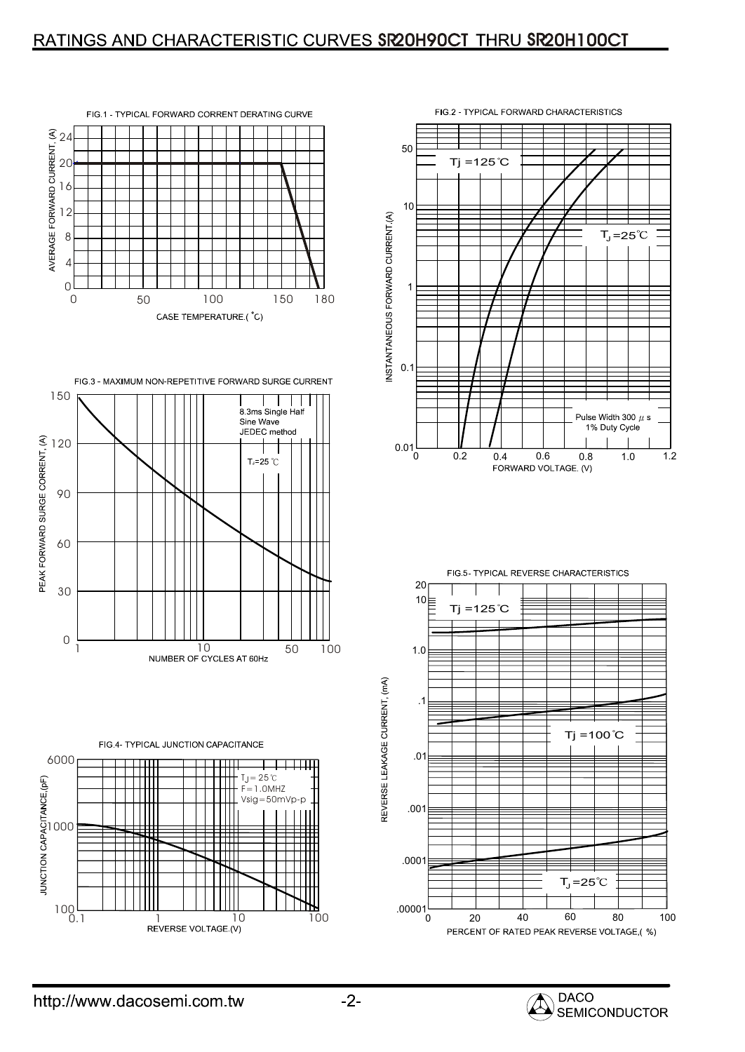# RATINGS AND CHARACTERISTIC CURVES SR20H90CT THRU SR20H100CT

FIG.1 - TYPICAL FORWARD CORRENT DERATING CURVE

AVERAGE FORWARD CURRENT, (A)

24
20
16
12
8
4
0

0 50 100 150 180

CASE TEMPERATURE.( °C)

FIG.2 - TYPICAL FORWARD CHARACTERISTICS

INSTANTANEOUS FORWARD CURRENT,(A)

50
10
1
0.1
0.01

Tj =125°C

$T_J$=25°C

Pulse Width 300 $\mu$ s
1% Duty Cycle

0 0.2 0.4 0.6 0.8 1.0 1.2

FORWARD VOLTAGE. (V)

FIG.3 - MAXIMUM NON-REPETITIVE FORWARD SURGE CURRENT

PEAK FORWARD SURGE CORRENT, (A)

150
120
90
60
30
0

8.3ms Single Half
Sine Wave
JEDEC method

$T_J$=25 °C

1 10 50 100

NUMBER OF CYCLES AT 60Hz

FIG.4- TYPICAL JUNCTION CAPACITANCE

JUNCTION CAPACITANCE,(pF)

6000
1000
100

$T_J$= 25°C
F=1.0MHZ
Vsig=50mVp-p

0.1 1 10 100

REVERSE VOLTAGE.(V)

FIG.5- TYPICAL REVERSE CHARACTERISTICS

REVERSE LEAKAGE CURRENT, (mA)

20
10
1.0
.1
.01
.001
.0001
.00001

Tj =125°C

Tj =100°C

$T_J$=25°C

0 20 40 60 80 100

PERCENT OF RATED PEAK REVERSE VOLTAGE,( %)

http://www.dacosemi.com.tw

DACO SEMICONDUCTOR